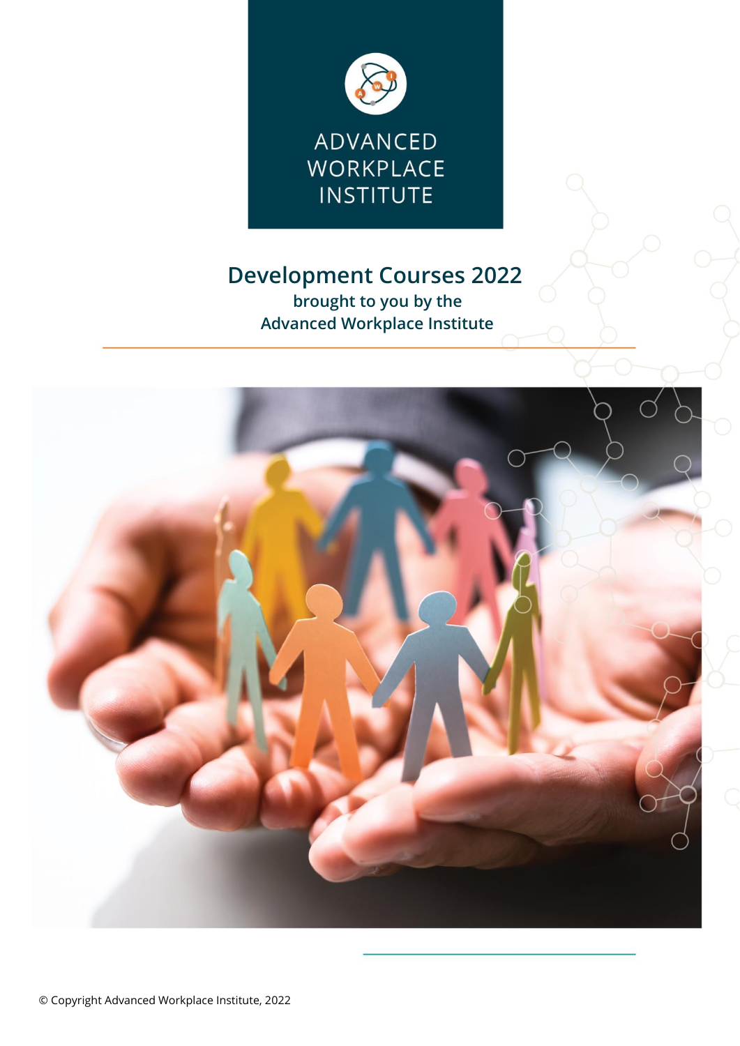ADVANCED WORKPLACE INSTITUTE

# Development Courses 2022

**brought to you by the Advanced Workplace Institute**

© Copyright Advanced Workplace Institute, 2022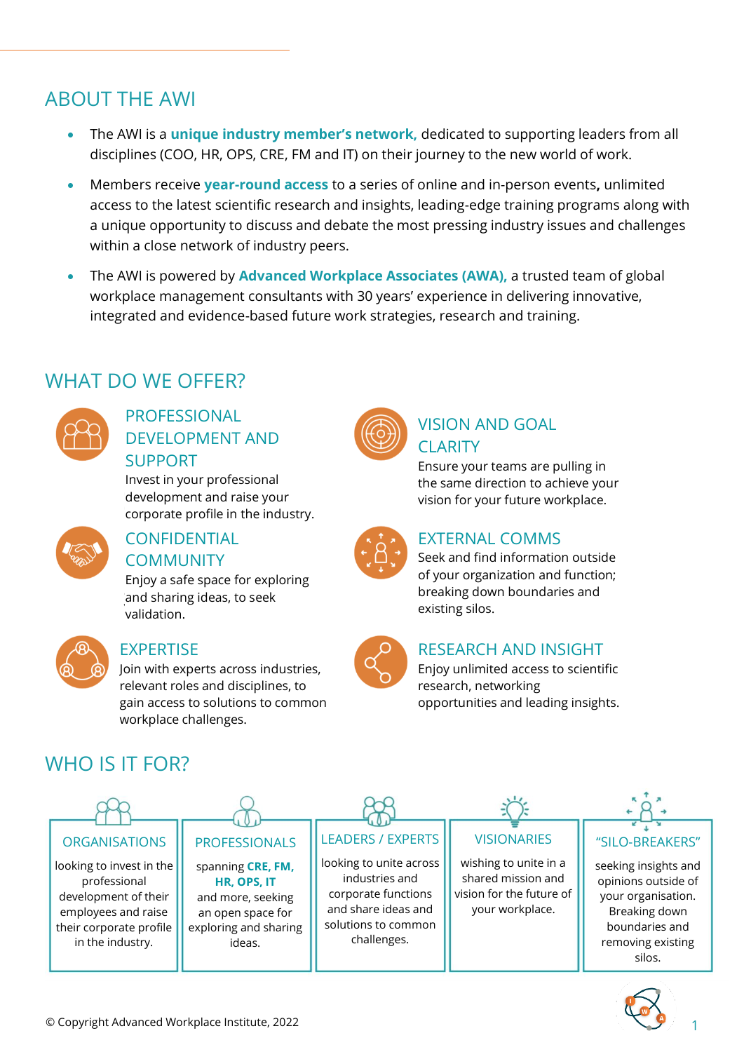## ABOUT THE AWI

- The AWI is a **unique industry member's network,** dedicated to supporting leaders from all disciplines (COO, HR, OPS, CRE, FM and IT) on their journey to the new world of work.
- Members receive **year-round access** to a series of online and in-person events**,** unlimited access to the latest scientific research and insights, leading-edge training programs along with a unique opportunity to discuss and debate the most pressing industry issues and challenges within a close network of industry peers.
- The AWI is powered by **Advanced Workplace Associates (AWA),** a trusted team of global workplace management consultants with 30 years' experience in delivering innovative, integrated and evidence-based future work strategies, research and training.

## WHAT DO WE OFFER?

### PROFESSIONAL DEVELOPMENT AND SUPPORT

Invest in your professional development and raise your corporate profile in the industry.

### CONFIDENTIAL COMMUNITY

Enjoy a safe space for exploring and sharing ideas, to seek validation.

### EXPERTISE

Join with experts across industries, relevant roles and disciplines, to gain access to solutions to common workplace challenges.

### VISION AND GOAL CLARITY

Ensure your teams are pulling in the same direction to achieve your vision for your future workplace.

### EXTERNAL COMMS

Seek and find information outside of your organization and function; breaking down boundaries and existing silos.

### RESEARCH AND INSIGHT

Enjoy unlimited access to scientific research, networking opportunities and leading insights.

## WHO IS IT FOR?

| ORGANISATIONS | PROFESSIONALS | LEADERS / EXPERTS | VISIONARIES | "SILO-BREAKERS" |
|---|---|---|---|---|
| looking to invest in the professional development of their employees and raise their corporate profile in the industry. | spanning **CRE, FM, HR, OPS, IT** and more, seeking an open space for exploring and sharing ideas. | looking to unite across industries and corporate functions and share ideas and solutions to common challenges. | wishing to unite in a shared mission and vision for the future of your workplace. | seeking insights and opinions outside of your organisation. Breaking down boundaries and removing existing silos. |

© Copyright Advanced Workplace Institute, 2022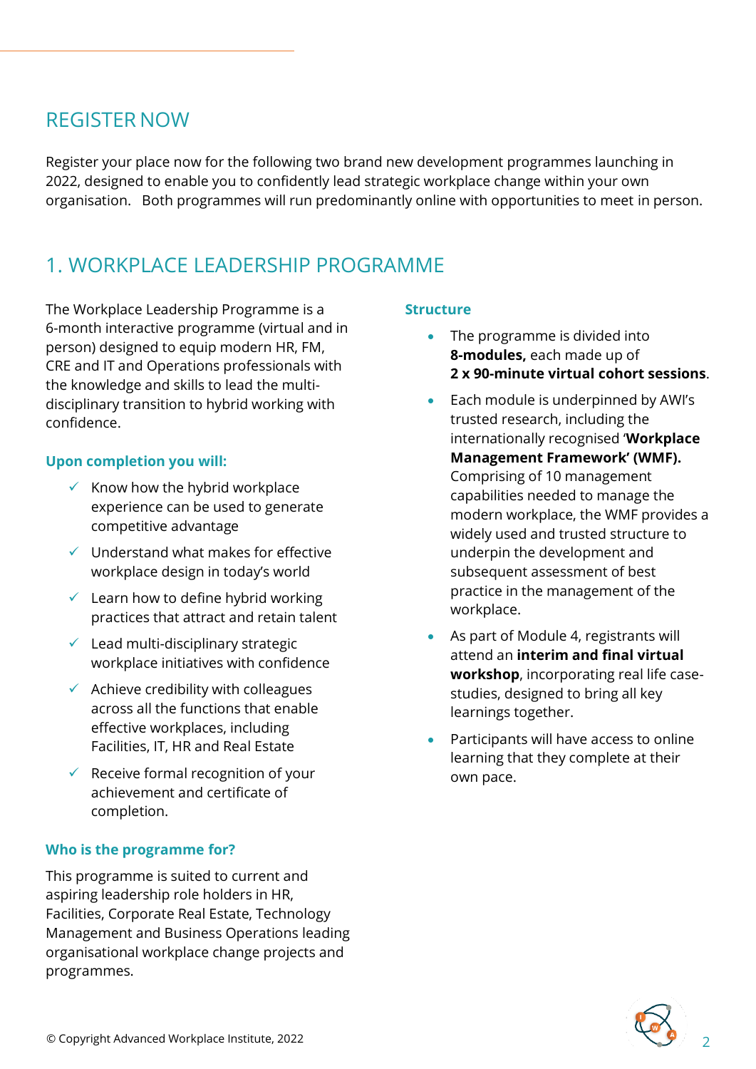## REGISTER NOW

Register your place now for the following two brand new development programmes launching in 2022, designed to enable you to confidently lead strategic workplace change within your own organisation. Both programmes will run predominantly online with opportunities to meet in person.

## 1. WORKPLACE LEADERSHIP PROGRAMME

The Workplace Leadership Programme is a 6-month interactive programme (virtual and in person) designed to equip modern HR, FM, CRE and IT and Operations professionals with the knowledge and skills to lead the multi-disciplinary transition to hybrid working with confidence.

### Upon completion you will:

- ✓ Know how the hybrid workplace experience can be used to generate competitive advantage
- ✓ Understand what makes for effective workplace design in today's world
- ✓ Learn how to define hybrid working practices that attract and retain talent
- ✓ Lead multi-disciplinary strategic workplace initiatives with confidence
- ✓ Achieve credibility with colleagues across all the functions that enable effective workplaces, including Facilities, IT, HR and Real Estate
- ✓ Receive formal recognition of your achievement and certificate of completion.

### Who is the programme for?

This programme is suited to current and aspiring leadership role holders in HR, Facilities, Corporate Real Estate, Technology Management and Business Operations leading organisational workplace change projects and programmes.

### Structure

- The programme is divided into **8-modules,** each made up of **2 x 90-minute virtual cohort sessions**.
- Each module is underpinned by AWI's trusted research, including the internationally recognised '**Workplace Management Framework' (WMF).** Comprising of 10 management capabilities needed to manage the modern workplace, the WMF provides a widely used and trusted structure to underpin the development and subsequent assessment of best practice in the management of the workplace.
- As part of Module 4, registrants will attend an **interim and final virtual workshop**, incorporating real life case-studies, designed to bring all key learnings together.
- Participants will have access to online learning that they complete at their own pace.

© Copyright Advanced Workplace Institute, 2022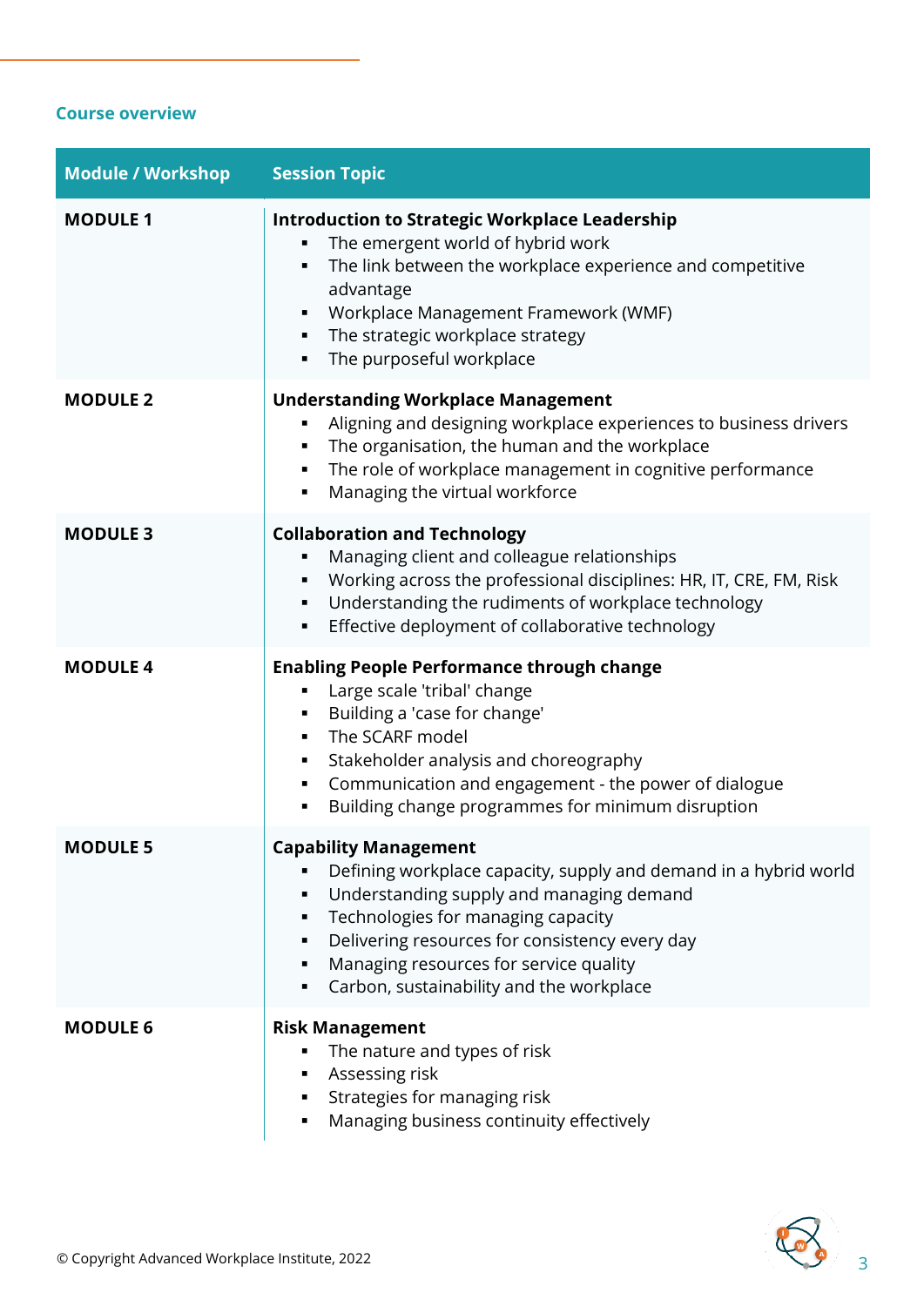### Course overview

| Module / Workshop | Session Topic |
|---|---|
| **MODULE 1** | **Introduction to Strategic Workplace Leadership**<br>▪ The emergent world of hybrid work<br>▪ The link between the workplace experience and competitive advantage<br>▪ Workplace Management Framework (WMF)<br>▪ The strategic workplace strategy<br>▪ The purposeful workplace |
| **MODULE 2** | **Understanding Workplace Management**<br>▪ Aligning and designing workplace experiences to business drivers<br>▪ The organisation, the human and the workplace<br>▪ The role of workplace management in cognitive performance<br>▪ Managing the virtual workforce |
| **MODULE 3** | **Collaboration and Technology**<br>▪ Managing client and colleague relationships<br>▪ Working across the professional disciplines: HR, IT, CRE, FM, Risk<br>▪ Understanding the rudiments of workplace technology<br>▪ Effective deployment of collaborative technology |
| **MODULE 4** | **Enabling People Performance through change**<br>▪ Large scale 'tribal' change<br>▪ Building a 'case for change'<br>▪ The SCARF model<br>▪ Stakeholder analysis and choreography<br>▪ Communication and engagement - the power of dialogue<br>▪ Building change programmes for minimum disruption |
| **MODULE 5** | **Capability Management**<br>▪ Defining workplace capacity, supply and demand in a hybrid world<br>▪ Understanding supply and managing demand<br>▪ Technologies for managing capacity<br>▪ Delivering resources for consistency every day<br>▪ Managing resources for service quality<br>▪ Carbon, sustainability and the workplace |
| **MODULE 6** | **Risk Management**<br>▪ The nature and types of risk<br>▪ Assessing risk<br>▪ Strategies for managing risk<br>▪ Managing business continuity effectively |

© Copyright Advanced Workplace Institute, 2022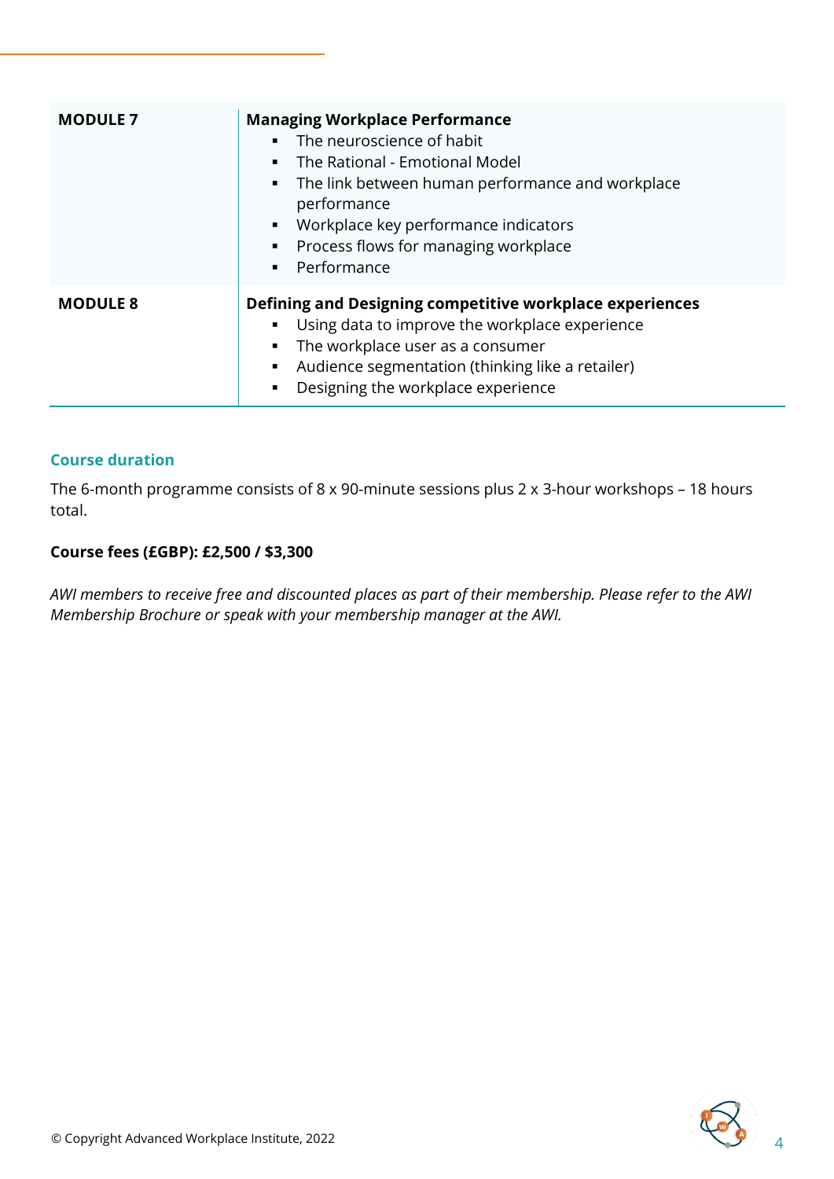| MODULE 7 | **Managing Workplace Performance**<br>▪ The neuroscience of habit<br>▪ The Rational - Emotional Model<br>▪ The link between human performance and workplace performance<br>▪ Workplace key performance indicators<br>▪ Process flows for managing workplace<br>▪ Performance |
|---|---|
| **MODULE 8** | **Defining and Designing competitive workplace experiences**<br>▪ Using data to improve the workplace experience<br>▪ The workplace user as a consumer<br>▪ Audience segmentation (thinking like a retailer)<br>▪ Designing the workplace experience |

### Course duration

The 6-month programme consists of 8 x 90-minute sessions plus 2 x 3-hour workshops – 18 hours total.

**Course fees (£GBP): £2,500 / $3,300**

*AWI members to receive free and discounted places as part of their membership. Please refer to the AWI Membership Brochure or speak with your membership manager at the AWI.*

© Copyright Advanced Workplace Institute, 2022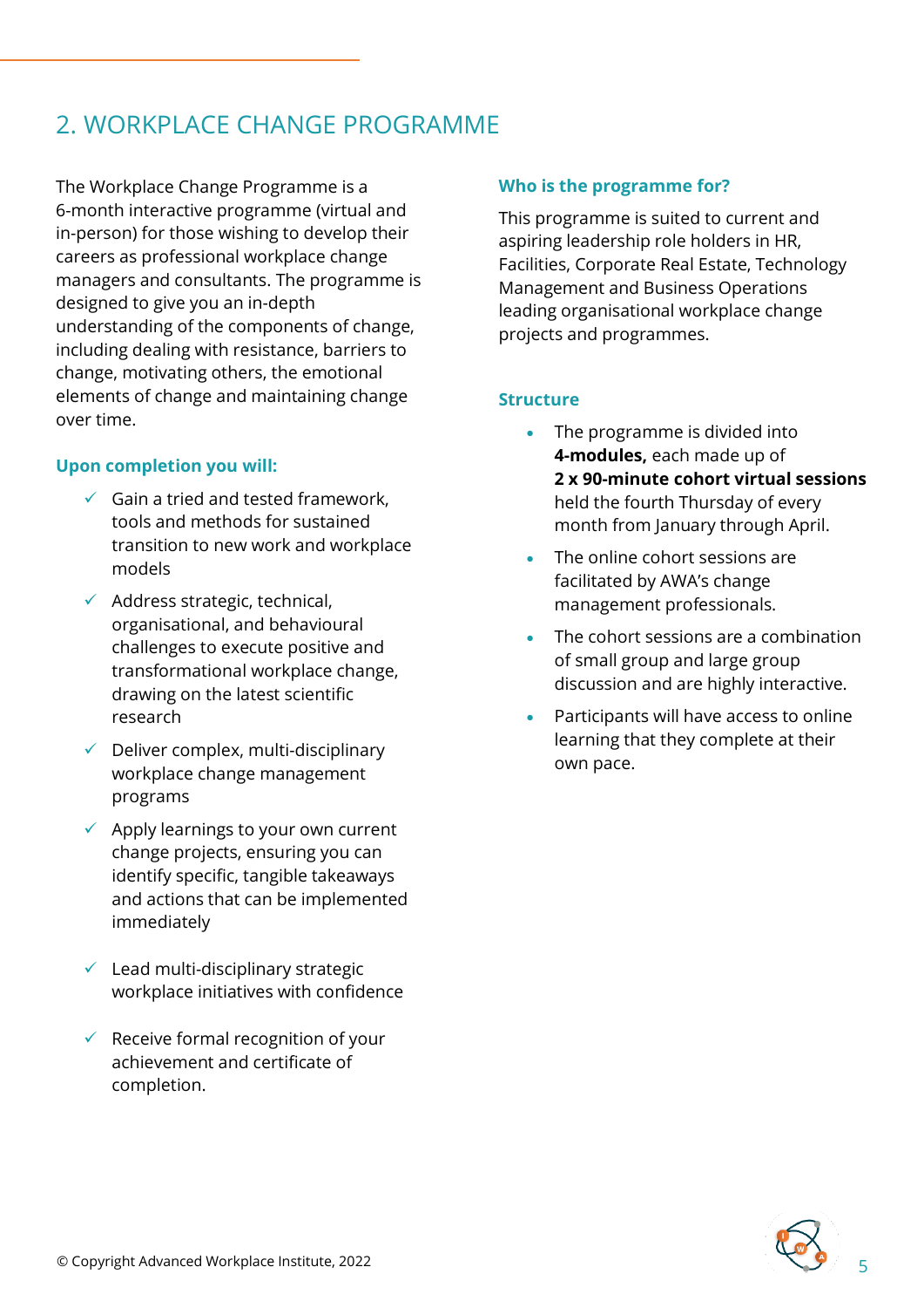## 2. WORKPLACE CHANGE PROGRAMME

The Workplace Change Programme is a 6-month interactive programme (virtual and in-person) for those wishing to develop their careers as professional workplace change managers and consultants. The programme is designed to give you an in-depth understanding of the components of change, including dealing with resistance, barriers to change, motivating others, the emotional elements of change and maintaining change over time.

### Upon completion you will:

- ✓ Gain a tried and tested framework, tools and methods for sustained transition to new work and workplace models
- ✓ Address strategic, technical, organisational, and behavioural challenges to execute positive and transformational workplace change, drawing on the latest scientific research
- ✓ Deliver complex, multi-disciplinary workplace change management programs
- ✓ Apply learnings to your own current change projects, ensuring you can identify specific, tangible takeaways and actions that can be implemented immediately
- ✓ Lead multi-disciplinary strategic workplace initiatives with confidence
- ✓ Receive formal recognition of your achievement and certificate of completion.

### Who is the programme for?

This programme is suited to current and aspiring leadership role holders in HR, Facilities, Corporate Real Estate, Technology Management and Business Operations leading organisational workplace change projects and programmes.

### Structure

- The programme is divided into **4-modules,** each made up of **2 x 90-minute cohort virtual sessions** held the fourth Thursday of every month from January through April.
- The online cohort sessions are facilitated by AWA's change management professionals.
- The cohort sessions are a combination of small group and large group discussion and are highly interactive.
- Participants will have access to online learning that they complete at their own pace.

© Copyright Advanced Workplace Institute, 2022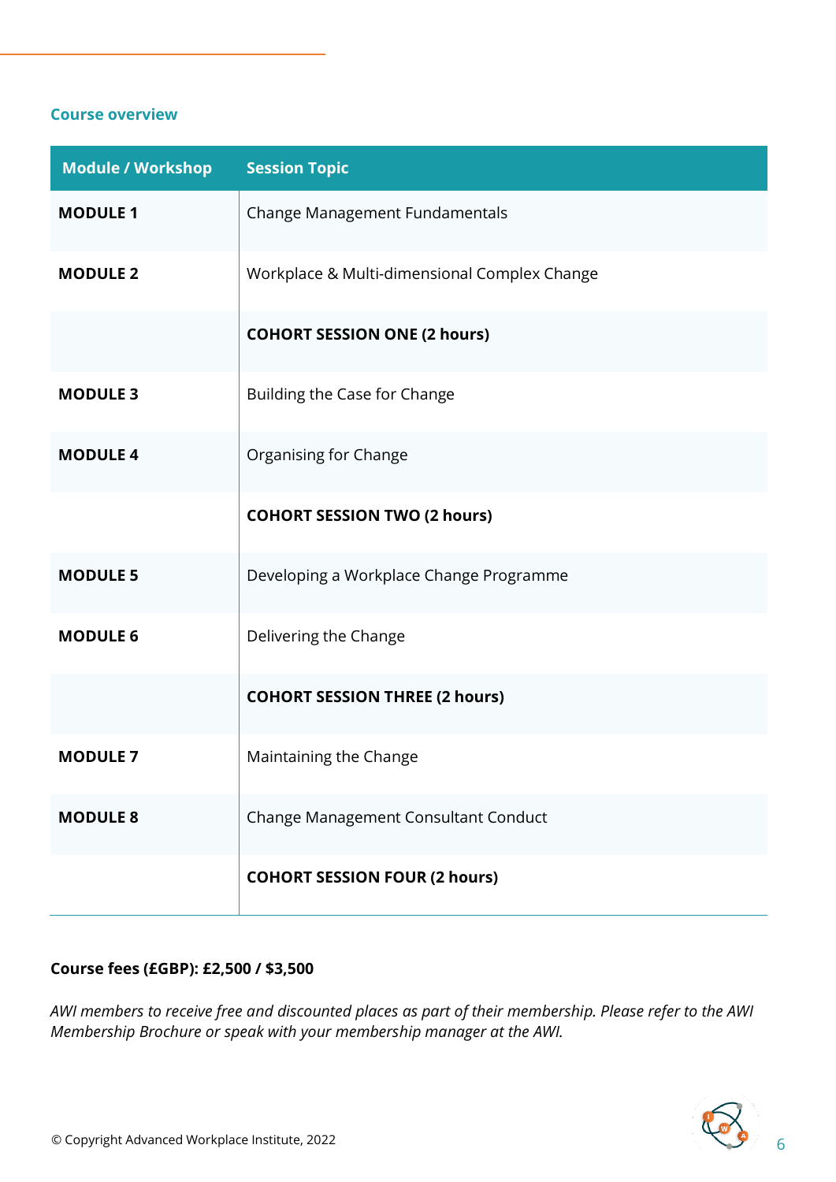## Course overview

| Module / Workshop | Session Topic |
|---|---|
| **MODULE 1** | Change Management Fundamentals |
| **MODULE 2** | Workplace & Multi-dimensional Complex Change |
| | **COHORT SESSION ONE (2 hours)** |
| **MODULE 3** | Building the Case for Change |
| **MODULE 4** | Organising for Change |
| | **COHORT SESSION TWO (2 hours)** |
| **MODULE 5** | Developing a Workplace Change Programme |
| **MODULE 6** | Delivering the Change |
| | **COHORT SESSION THREE (2 hours)** |
| **MODULE 7** | Maintaining the Change |
| **MODULE 8** | Change Management Consultant Conduct |
| | **COHORT SESSION FOUR (2 hours)** |

**Course fees (£GBP): £2,500 / $3,500**

*AWI members to receive free and discounted places as part of their membership. Please refer to the AWI Membership Brochure or speak with your membership manager at the AWI.*

© Copyright Advanced Workplace Institute, 2022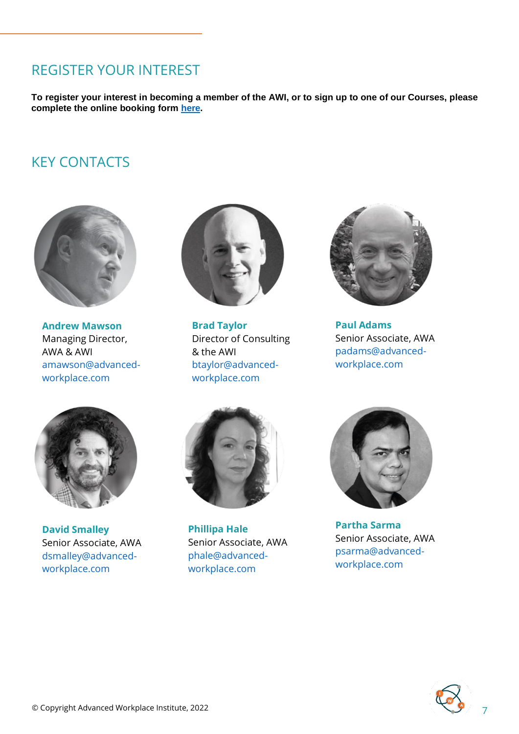## REGISTER YOUR INTEREST

**To register your interest in becoming a member of the AWI, or to sign up to one of our Courses, please complete the online booking form here.**

## KEY CONTACTS

**Andrew Mawson**
Managing Director, AWA & AWI
amawson@advanced-workplace.com

**Brad Taylor**
Director of Consulting & the AWI
btaylor@advanced-workplace.com

**Paul Adams**
Senior Associate, AWA
padams@advanced-workplace.com

**David Smalley**
Senior Associate, AWA
dsmalley@advanced-workplace.com

**Phillipa Hale**
Senior Associate, AWA
phale@advanced-workplace.com

**Partha Sarma**
Senior Associate, AWA
psarma@advanced-workplace.com

© Copyright Advanced Workplace Institute, 2022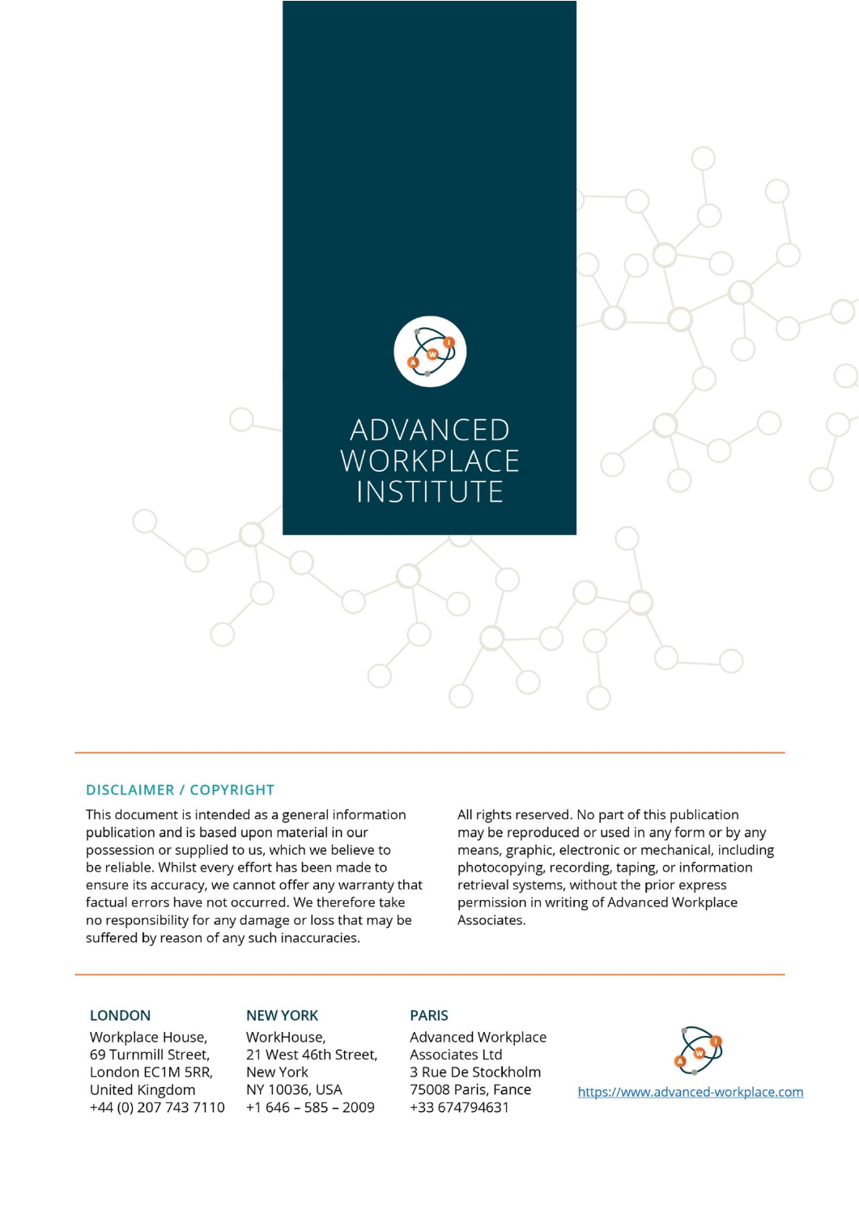ADVANCED WORKPLACE INSTITUTE

## DISCLAIMER / COPYRIGHT

This document is intended as a general information publication and is based upon material in our possession or supplied to us, which we believe to be reliable. Whilst every effort has been made to ensure its accuracy, we cannot offer any warranty that factual errors have not occurred. We therefore take no responsibility for any damage or loss that may be suffered by reason of any such inaccuracies.

All rights reserved. No part of this publication may be reproduced or used in any form or by any means, graphic, electronic or mechanical, including photocopying, recording, taping, or information retrieval systems, without the prior express permission in writing of Advanced Workplace Associates.

**LONDON**
Workplace House,
69 Turnmill Street,
London EC1M 5RR,
United Kingdom
+44 (0) 207 743 7110

**NEW YORK**
WorkHouse,
21 West 46th Street,
New York
NY 10036, USA
+1 646 – 585 – 2009

**PARIS**
Advanced Workplace
Associates Ltd
3 Rue De Stockholm
75008 Paris, Fance
+33 674794631

https://www.advanced-workplace.com